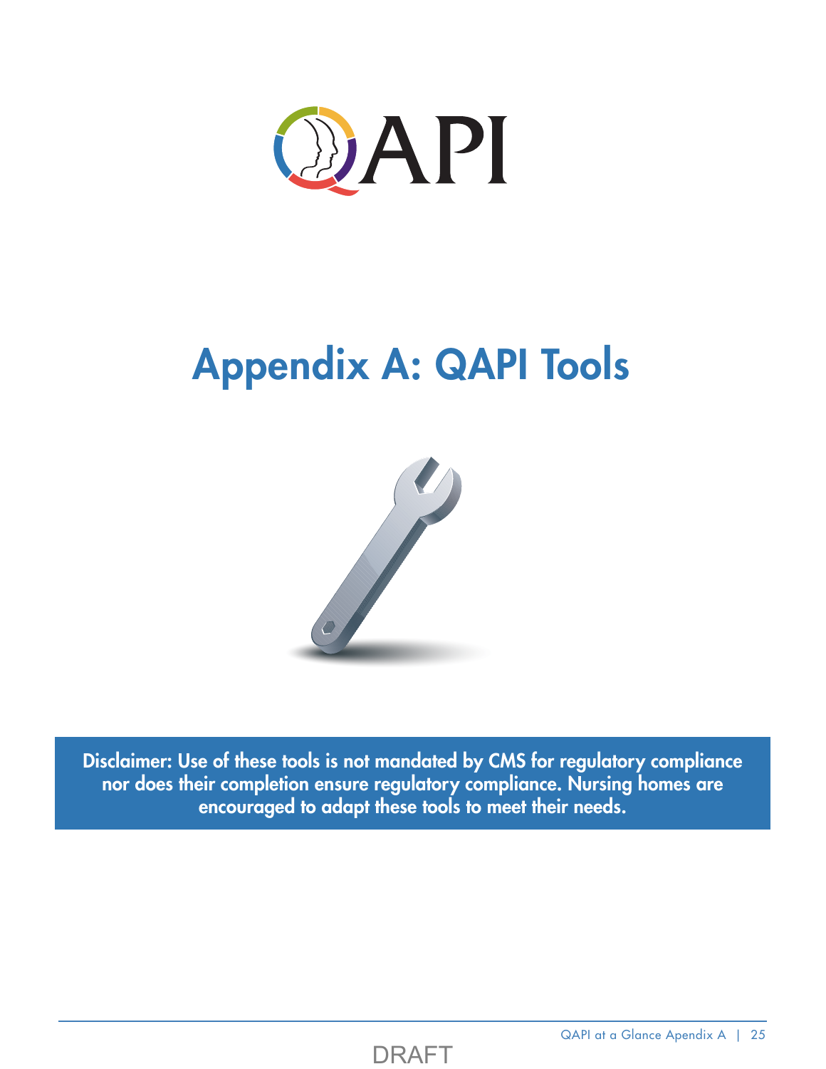# QAPI

# Appendix A: QAPI Tools

**Disclaimer: Use of these tools is not mandated by CMS for regulatory compliance nor does their completion ensure regulatory compliance. Nursing homes are encouraged to adapt these tools to meet their needs.**

DRAFT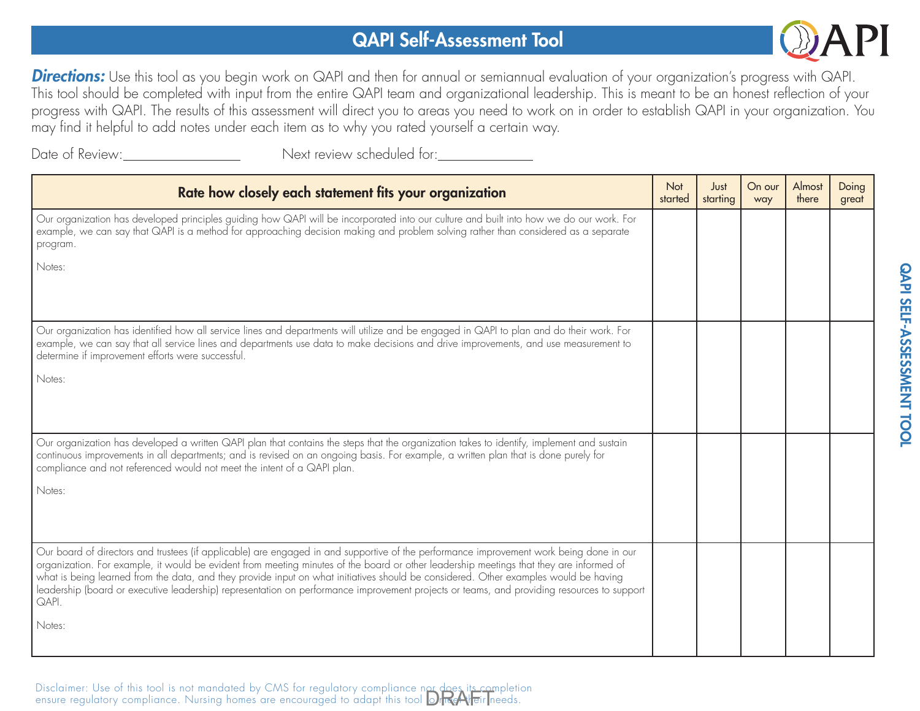# QAPI Self-Assessment Tool

***Directions:*** Use this tool as you begin work on QAPI and then for annual or semiannual evaluation of your organization's progress with QAPI. This tool should be completed with input from the entire QAPI team and organizational leadership. This is meant to be an honest reflection of your progress with QAPI. The results of this assessment will direct you to areas you need to work on in order to establish QAPI in your organization. You may find it helpful to add notes under each item as to why you rated yourself a certain way.

Date of Review:\_\_\_\_\_\_\_\_\_\_\_\_\_\_\_\_ Next review scheduled for:\_\_\_\_\_\_\_\_\_\_\_\_\_\_

| Rate how closely each statement fits your organization | Not started | Just starting | On our way | Almost there | Doing great |
|---|---|---|---|---|---|
| Our organization has developed principles guiding how QAPI will be incorporated into our culture and built into how we do our work. For example, we can say that QAPI is a method for approaching decision making and problem solving rather than considered as a separate program.<br><br>Notes: | | | | | |
| Our organization has identified how all service lines and departments will utilize and be engaged in QAPI to plan and do their work. For example, we can say that all service lines and departments use data to make decisions and drive improvements, and use measurement to determine if improvement efforts were successful.<br><br>Notes: | | | | | |
| Our organization has developed a written QAPI plan that contains the steps that the organization takes to identify, implement and sustain continuous improvements in all departments; and is revised on an ongoing basis. For example, a written plan that is done purely for compliance and not referenced would not meet the intent of a QAPI plan.<br><br>Notes: | | | | | |
| Our board of directors and trustees (if applicable) are engaged in and supportive of the performance improvement work being done in our organization. For example, it would be evident from meeting minutes of the board or other leadership meetings that they are informed of what is being learned from the data, and they provide input on what initiatives should be considered. Other examples would be having leadership (board or executive leadership) representation on performance improvement projects or teams, and providing resources to support QAPI.<br><br>Notes: | | | | | |

Disclaimer: Use of this tool is not mandated by CMS for regulatory compliance nor does its completion ensure regulatory compliance. Nursing homes are encouraged to adapt this tool to meet their needs.

DRAFT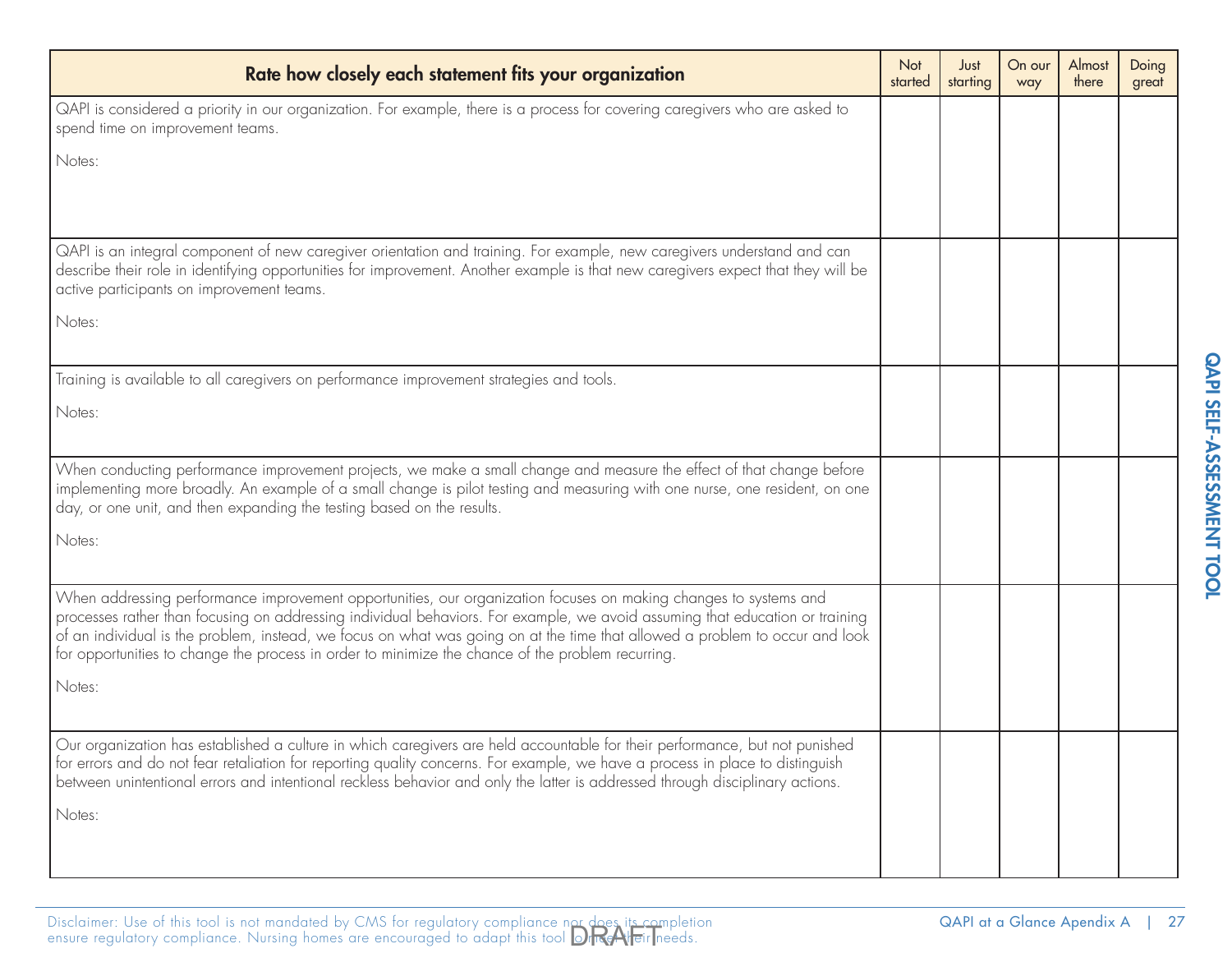| Rate how closely each statement fits your organization | Not started | Just starting | On our way | Almost there | Doing great |
|---|---|---|---|---|---|
| QAPI is considered a priority in our organization. For example, there is a process for covering caregivers who are asked to spend time on improvement teams.<br><br>Notes: | | | | | |
| QAPI is an integral component of new caregiver orientation and training. For example, new caregivers understand and can describe their role in identifying opportunities for improvement. Another example is that new caregivers expect that they will be active participants on improvement teams.<br><br>Notes: | | | | | |
| Training is available to all caregivers on performance improvement strategies and tools.<br><br>Notes: | | | | | |
| When conducting performance improvement projects, we make a small change and measure the effect of that change before implementing more broadly. An example of a small change is pilot testing and measuring with one nurse, one resident, on one day, or one unit, and then expanding the testing based on the results.<br><br>Notes: | | | | | |
| When addressing performance improvement opportunities, our organization focuses on making changes to systems and processes rather than focusing on addressing individual behaviors. For example, we avoid assuming that education or training of an individual is the problem, instead, we focus on what was going on at the time that allowed a problem to occur and look for opportunities to change the process in order to minimize the chance of the problem recurring.<br><br>Notes: | | | | | |
| Our organization has established a culture in which caregivers are held accountable for their performance, but not punished for errors and do not fear retaliation for reporting quality concerns. For example, we have a process in place to distinguish between unintentional errors and intentional reckless behavior and only the latter is addressed through disciplinary actions.<br><br>Notes: | | | | | |

Disclaimer: Use of this tool is not mandated by CMS for regulatory compliance nor does its completion ensure regulatory compliance. Nursing homes are encouraged to adapt this tool to meet their needs.

DRAFT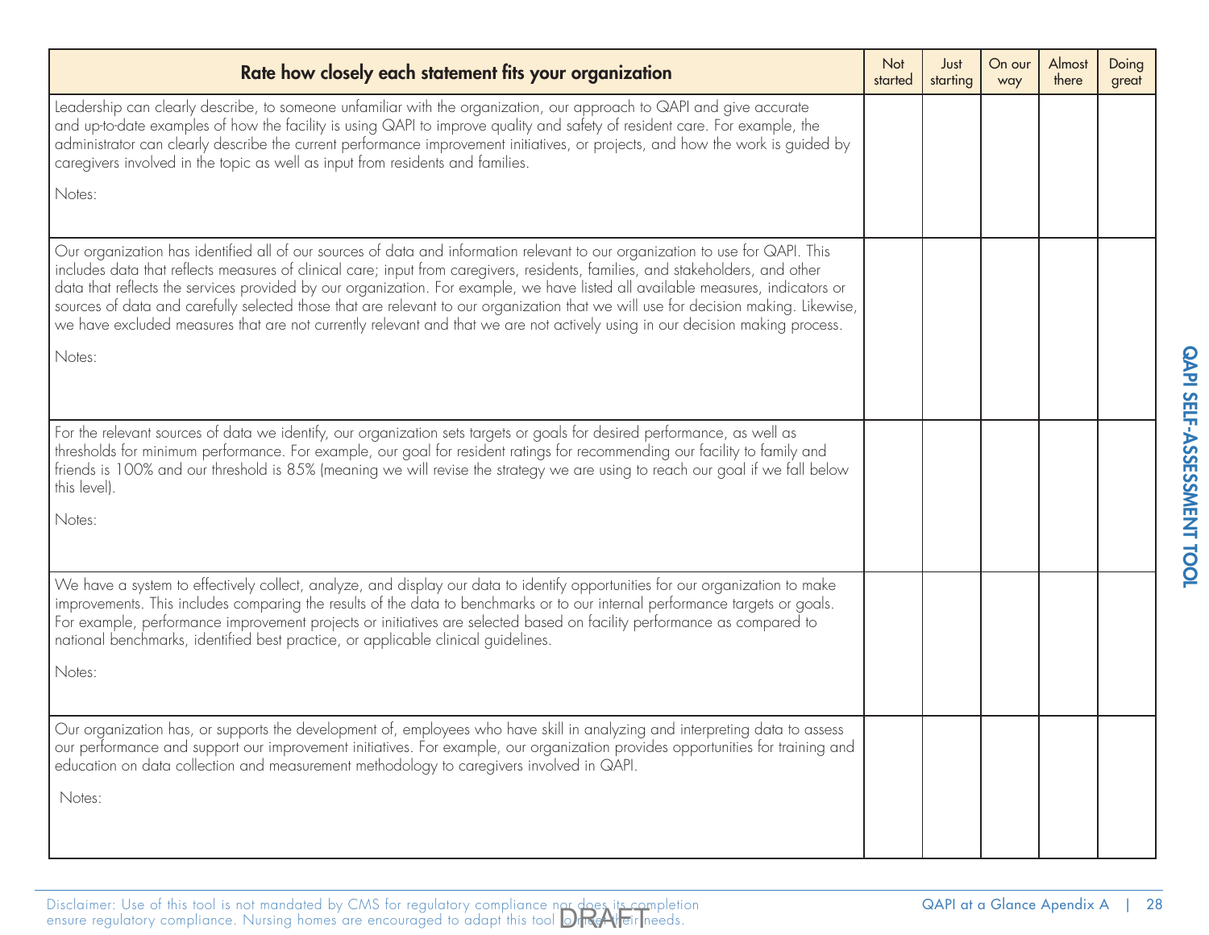| Rate how closely each statement fits your organization | Not started | Just starting | On our way | Almost there | Doing great |
|---|---|---|---|---|---|
| Leadership can clearly describe, to someone unfamiliar with the organization, our approach to QAPI and give accurate and up-to-date examples of how the facility is using QAPI to improve quality and safety of resident care. For example, the administrator can clearly describe the current performance improvement initiatives, or projects, and how the work is guided by caregivers involved in the topic as well as input from residents and families.<br><br>Notes: | | | | | |
| Our organization has identified all of our sources of data and information relevant to our organization to use for QAPI. This includes data that reflects measures of clinical care; input from caregivers, residents, families, and stakeholders, and other data that reflects the services provided by our organization. For example, we have listed all available measures, indicators or sources of data and carefully selected those that are relevant to our organization that we will use for decision making. Likewise, we have excluded measures that are not currently relevant and that we are not actively using in our decision making process.<br><br>Notes: | | | | | |
| For the relevant sources of data we identify, our organization sets targets or goals for desired performance, as well as thresholds for minimum performance. For example, our goal for resident ratings for recommending our facility to family and friends is 100% and our threshold is 85% (meaning we will revise the strategy we are using to reach our goal if we fall below this level).<br><br>Notes: | | | | | |
| We have a system to effectively collect, analyze, and display our data to identify opportunities for our organization to make improvements. This includes comparing the results of the data to benchmarks or to our internal performance targets or goals. For example, performance improvement projects or initiatives are selected based on facility performance as compared to national benchmarks, identified best practice, or applicable clinical guidelines.<br><br>Notes: | | | | | |
| Our organization has, or supports the development of, employees who have skill in analyzing and interpreting data to assess our performance and support our improvement initiatives. For example, our organization provides opportunities for training and education on data collection and measurement methodology to caregivers involved in QAPI.<br><br>Notes: | | | | | |

Disclaimer: Use of this tool is not mandated by CMS for regulatory compliance nor does its completion ensure regulatory compliance. Nursing homes are encouraged to adapt this tool to meet their needs.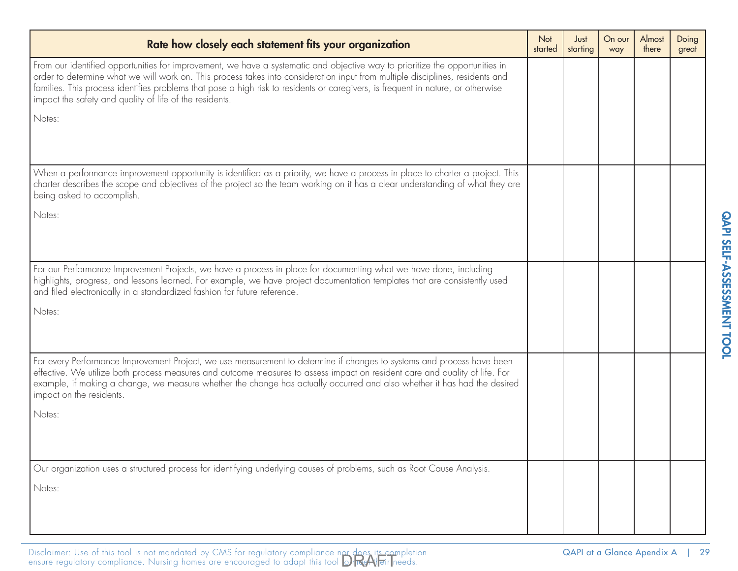| Rate how closely each statement fits your organization | Not started | Just starting | On our way | Almost there | Doing great |
|---|---|---|---|---|---|
| From our identified opportunities for improvement, we have a systematic and objective way to prioritize the opportunities in order to determine what we will work on. This process takes into consideration input from multiple disciplines, residents and families. This process identifies problems that pose a high risk to residents or caregivers, is frequent in nature, or otherwise impact the safety and quality of life of the residents.<br><br>Notes: | | | | | |
| When a performance improvement opportunity is identified as a priority, we have a process in place to charter a project. This charter describes the scope and objectives of the project so the team working on it has a clear understanding of what they are being asked to accomplish.<br><br>Notes: | | | | | |
| For our Performance Improvement Projects, we have a process in place for documenting what we have done, including highlights, progress, and lessons learned. For example, we have project documentation templates that are consistently used and filed electronically in a standardized fashion for future reference.<br><br>Notes: | | | | | |
| For every Performance Improvement Project, we use measurement to determine if changes to systems and process have been effective. We utilize both process measures and outcome measures to assess impact on resident care and quality of life. For example, if making a change, we measure whether the change has actually occurred and also whether it has had the desired impact on the residents.<br><br>Notes: | | | | | |
| Our organization uses a structured process for identifying underlying causes of problems, such as Root Cause Analysis.<br><br>Notes: | | | | | |

Disclaimer: Use of this tool is not mandated by CMS for regulatory compliance nor does its completion ensure regulatory compliance. Nursing homes are encouraged to adapt this tool to meet their needs.

DRAFT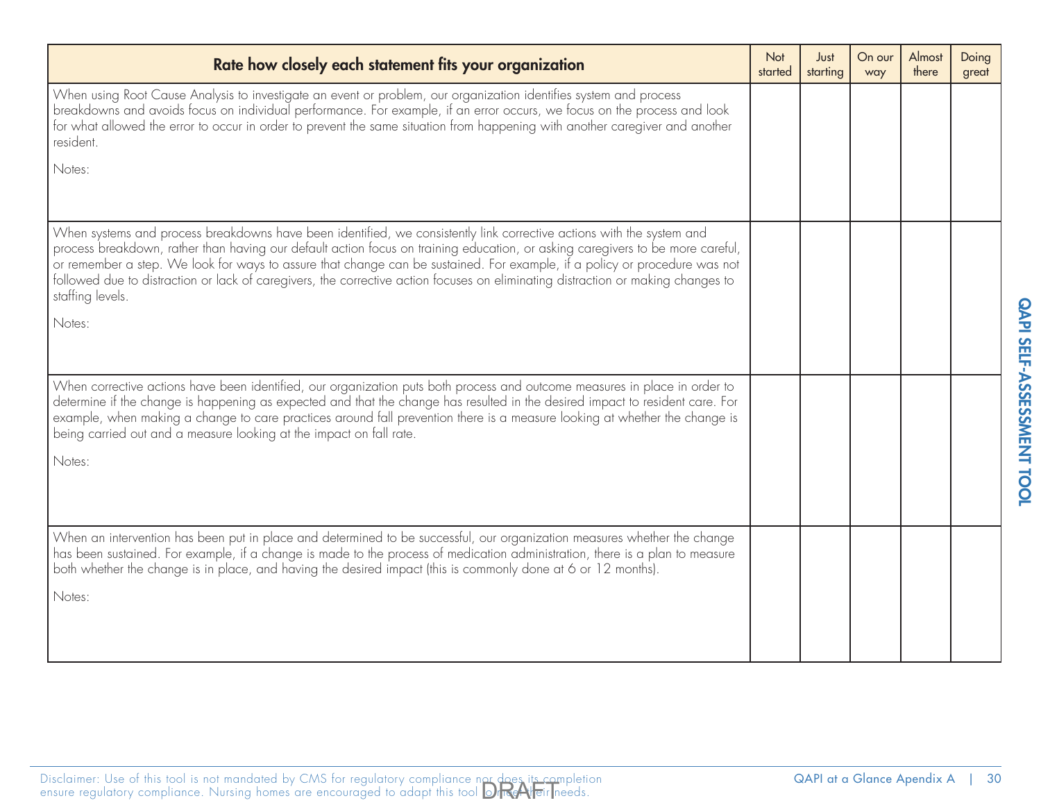| Rate how closely each statement fits your organization | Not started | Just starting | On our way | Almost there | Doing great |
|---|---|---|---|---|---|
| When using Root Cause Analysis to investigate an event or problem, our organization identifies system and process breakdowns and avoids focus on individual performance. For example, if an error occurs, we focus on the process and look for what allowed the error to occur in order to prevent the same situation from happening with another caregiver and another resident.<br><br>Notes: | | | | | |
| When systems and process breakdowns have been identified, we consistently link corrective actions with the system and process breakdown, rather than having our default action focus on training education, or asking caregivers to be more careful, or remember a step. We look for ways to assure that change can be sustained. For example, if a policy or procedure was not followed due to distraction or lack of caregivers, the corrective action focuses on eliminating distraction or making changes to staffing levels.<br><br>Notes: | | | | | |
| When corrective actions have been identified, our organization puts both process and outcome measures in place in order to determine if the change is happening as expected and that the change has resulted in the desired impact to resident care. For example, when making a change to care practices around fall prevention there is a measure looking at whether the change is being carried out and a measure looking at the impact on fall rate.<br><br>Notes: | | | | | |
| When an intervention has been put in place and determined to be successful, our organization measures whether the change has been sustained. For example, if a change is made to the process of medication administration, there is a plan to measure both whether the change is in place, and having the desired impact (this is commonly done at 6 or 12 months).<br><br>Notes: | | | | | |

Disclaimer: Use of this tool is not mandated by CMS for regulatory compliance nor does its completion ensure regulatory compliance. Nursing homes are encouraged to adapt this tool to meet their needs.